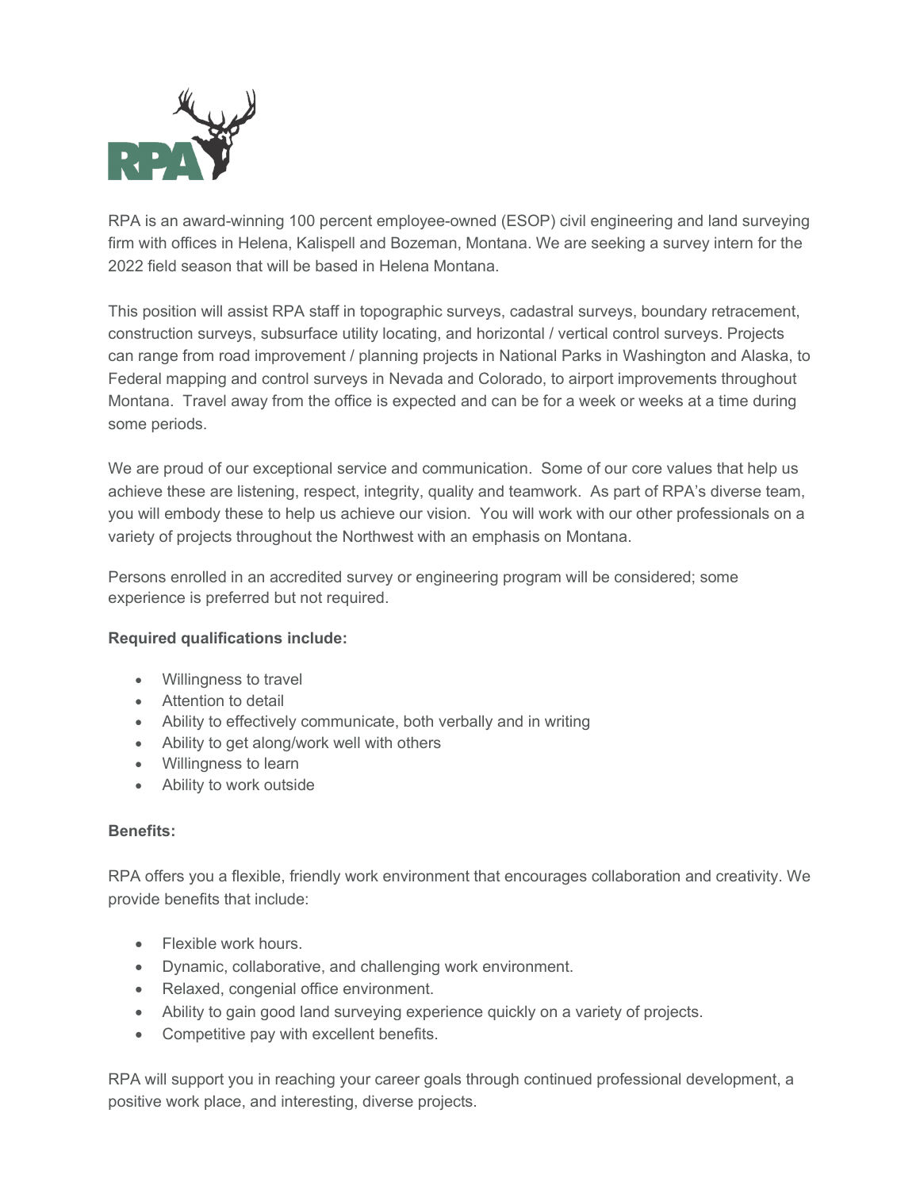RPA is an award-winning 100 percent employee-owned (ESOP) civil engineering and land surveying firm with offices in Helena, Kalispell and Bozeman, Montana. We are seeking a survey intern for the 2022 field season that will be based in Helena Montana.

This position will assist RPA staff in topographic surveys, cadastral surveys, boundary retracement, construction surveys, subsurface utility locating, and horizontal / vertical control surveys. Projects can range from road improvement / planning projects in National Parks in Washington and Alaska, to Federal mapping and control surveys in Nevada and Colorado, to airport improvements throughout Montana. Travel away from the office is expected and can be for a week or weeks at a time during some periods.

We are proud of our exceptional service and communication. Some of our core values that help us achieve these are listening, respect, integrity, quality and teamwork. As part of RPA's diverse team, you will embody these to help us achieve our vision. You will work with our other professionals on a variety of projects throughout the Northwest with an emphasis on Montana.

Persons enrolled in an accredited survey or engineering program will be considered; some experience is preferred but not required.

**Required qualifications include:**

- Willingness to travel
- Attention to detail
- Ability to effectively communicate, both verbally and in writing
- Ability to get along/work well with others
- Willingness to learn
- Ability to work outside

**Benefits:**

RPA offers you a flexible, friendly work environment that encourages collaboration and creativity. We provide benefits that include:

- Flexible work hours.
- Dynamic, collaborative, and challenging work environment.
- Relaxed, congenial office environment.
- Ability to gain good land surveying experience quickly on a variety of projects.
- Competitive pay with excellent benefits.

RPA will support you in reaching your career goals through continued professional development, a positive work place, and interesting, diverse projects.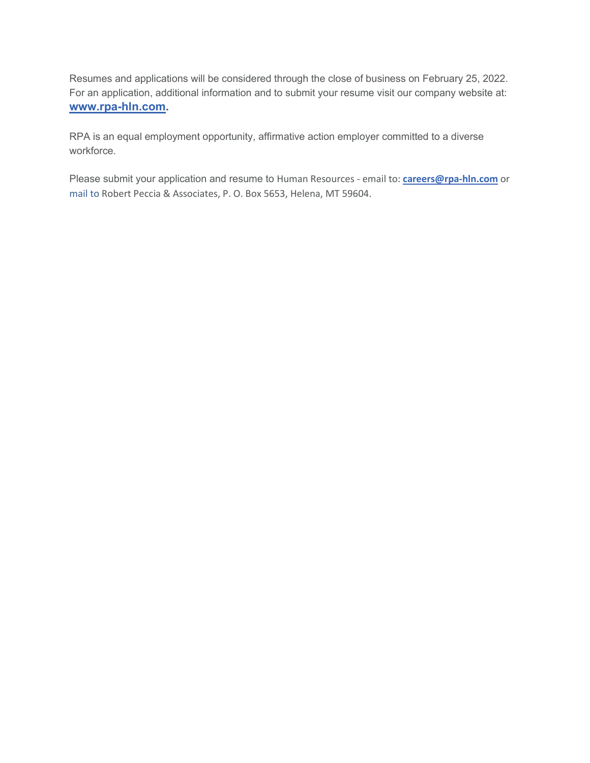Resumes and applications will be considered through the close of business on February 25, 2022. For an application, additional information and to submit your resume visit our company website at: **www.rpa-hln.com.**

RPA is an equal employment opportunity, affirmative action employer committed to a diverse workforce.

Please submit your application and resume to Human Resources - email to: **careers@rpa-hln.com** or mail to Robert Peccia & Associates, P. O. Box 5653, Helena, MT 59604.